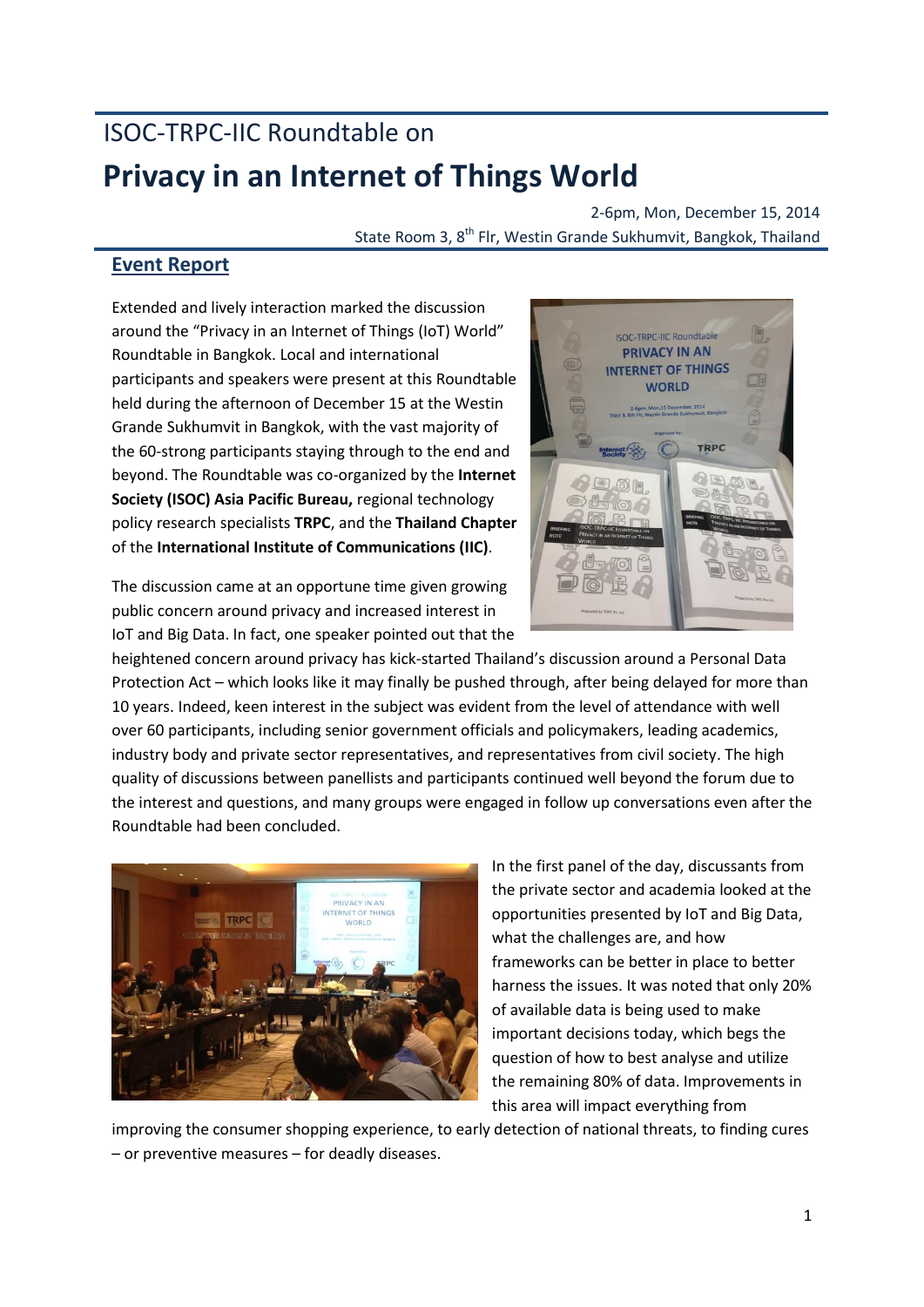# ISOC-TRPC-IIC Roundtable on

# Privacy in an Internet of Things World

2-6pm, Mon, December 15, 2014

State Room 3, 8th Flr, Westin Grande Sukhumvit, Bangkok, Thailand

## Event Report

Extended and lively interaction marked the discussion around the "Privacy in an Internet of Things (IoT) World" Roundtable in Bangkok. Local and international participants and speakers were present at this Roundtable held during the afternoon of December 15 at the Westin Grande Sukhumvit in Bangkok, with the vast majority of the 60-strong participants staying through to the end and beyond. The Roundtable was co-organized by the **Internet Society (ISOC) Asia Pacific Bureau,** regional technology policy research specialists **TRPC**, and the **Thailand Chapter** of the **International Institute of Communications (IIC)**.

The discussion came at an opportune time given growing public concern around privacy and increased interest in IoT and Big Data. In fact, one speaker pointed out that the heightened concern around privacy has kick-started Thailand's discussion around a Personal Data Protection Act – which looks like it may finally be pushed through, after being delayed for more than 10 years. Indeed, keen interest in the subject was evident from the level of attendance with well over 60 participants, including senior government officials and policymakers, leading academics, industry body and private sector representatives, and representatives from civil society. The high quality of discussions between panellists and participants continued well beyond the forum due to the interest and questions, and many groups were engaged in follow up conversations even after the Roundtable had been concluded.

In the first panel of the day, discussants from the private sector and academia looked at the opportunities presented by IoT and Big Data, what the challenges are, and how frameworks can be better in place to better harness the issues. It was noted that only 20% of available data is being used to make important decisions today, which begs the question of how to best analyse and utilize the remaining 80% of data. Improvements in this area will impact everything from improving the consumer shopping experience, to early detection of national threats, to finding cures – or preventive measures – for deadly diseases.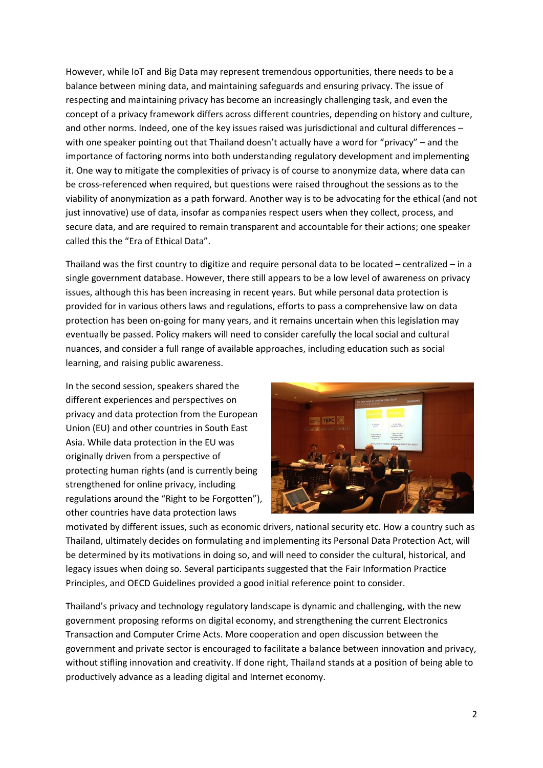However, while IoT and Big Data may represent tremendous opportunities, there needs to be a balance between mining data, and maintaining safeguards and ensuring privacy. The issue of respecting and maintaining privacy has become an increasingly challenging task, and even the concept of a privacy framework differs across different countries, depending on history and culture, and other norms. Indeed, one of the key issues raised was jurisdictional and cultural differences – with one speaker pointing out that Thailand doesn't actually have a word for "privacy" – and the importance of factoring norms into both understanding regulatory development and implementing it. One way to mitigate the complexities of privacy is of course to anonymize data, where data can be cross-referenced when required, but questions were raised throughout the sessions as to the viability of anonymization as a path forward. Another way is to be advocating for the ethical (and not just innovative) use of data, insofar as companies respect users when they collect, process, and secure data, and are required to remain transparent and accountable for their actions; one speaker called this the "Era of Ethical Data".

Thailand was the first country to digitize and require personal data to be located – centralized – in a single government database. However, there still appears to be a low level of awareness on privacy issues, although this has been increasing in recent years. But while personal data protection is provided for in various others laws and regulations, efforts to pass a comprehensive law on data protection has been on-going for many years, and it remains uncertain when this legislation may eventually be passed. Policy makers will need to consider carefully the local social and cultural nuances, and consider a full range of available approaches, including education such as social learning, and raising public awareness.

In the second session, speakers shared the different experiences and perspectives on privacy and data protection from the European Union (EU) and other countries in South East Asia. While data protection in the EU was originally driven from a perspective of protecting human rights (and is currently being strengthened for online privacy, including regulations around the "Right to be Forgotten"), other countries have data protection laws motivated by different issues, such as economic drivers, national security etc. How a country such as Thailand, ultimately decides on formulating and implementing its Personal Data Protection Act, will be determined by its motivations in doing so, and will need to consider the cultural, historical, and legacy issues when doing so. Several participants suggested that the Fair Information Practice Principles, and OECD Guidelines provided a good initial reference point to consider.

Thailand's privacy and technology regulatory landscape is dynamic and challenging, with the new government proposing reforms on digital economy, and strengthening the current Electronics Transaction and Computer Crime Acts. More cooperation and open discussion between the government and private sector is encouraged to facilitate a balance between innovation and privacy, without stifling innovation and creativity. If done right, Thailand stands at a position of being able to productively advance as a leading digital and Internet economy.